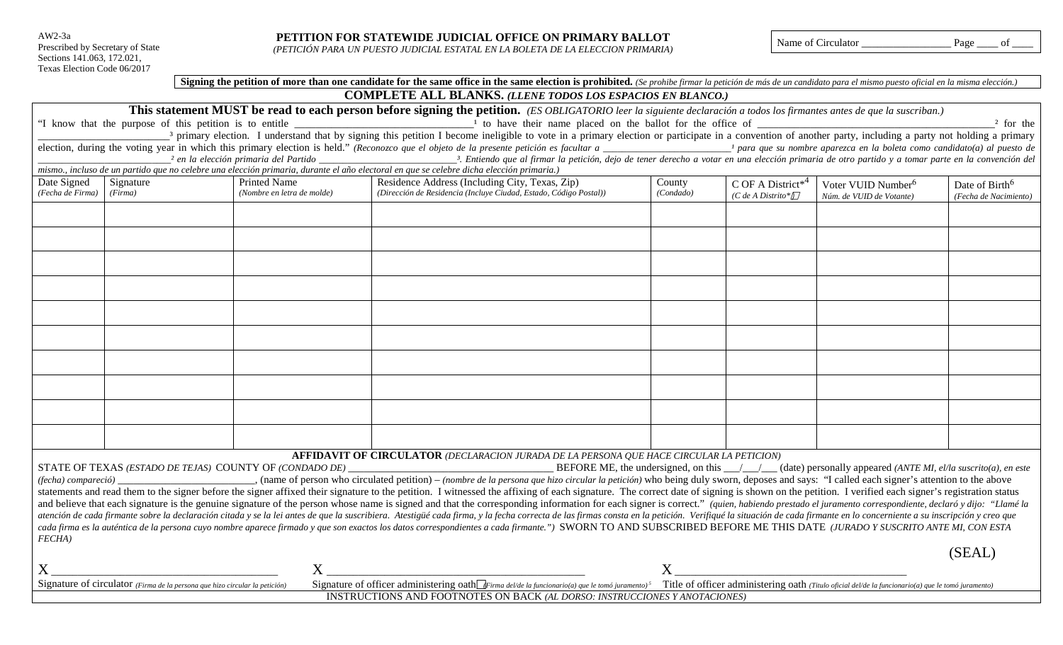AW2-3a
Prescribed by Secretary of State
Sections 141.063, 172.021,
Texas Election Code 06/2017

**PETITION FOR STATEWIDE JUDICIAL OFFICE ON PRIMARY BALLOT**
*(PETICIÓN PARA UN PUESTO JUDICIAL ESTATAL EN LA BOLETA DE LA ELECCION PRIMARIA)*

Name of Circulator ________________ Page ____ of ____

**Signing the petition of more than one candidate for the same office in the same election is prohibited.** *(Se prohibe firmar la petición de más de un candidato para el mismo puesto oficial en la misma elección.)*

**COMPLETE ALL BLANKS.** ***(LLENE TODOS LOS ESPACIOS EN BLANCO.)***

**This statement MUST be read to each person before signing the petition.** *(ES OBLIGATORIO leer la siguiente declaración a todos los firmantes antes de que la suscriban.)*

"I know that the purpose of this petition is to entitle ______________________________[1] to have their name placed on the ballot for the office of ________________________________________[2] for the ________________________[3] primary election. I understand that by signing this petition I become ineligible to vote in a primary election or participate in a convention of another party, including a party not holding a primary election, during the voting year in which this primary election is held." *(Reconozco que el objeto de la presente petición es facultar a ________________________[1] para que su nombre aparezca en la boleta como candidato(a) al puesto de ________________________[2] en la elección primaria del Partido ________________________[3]. Entiendo que al firmar la petición, dejo de tener derecho a votar en una elección primaria de otro partido y a tomar parte en la convención del mismo., incluso de un partido que no celebre una elección primaria, durante el año electoral en que se celebre dicha elección primaria.)*

| Date Signed *(Fecha de Firma)* | Signature *(Firma)* | Printed Name *(Nombre en letra de molde)* | Residence Address (Including City, Texas, Zip) *(Dirección de Residencia (Incluye Ciudad, Estado, Código Postal))* | County *(Condado)* | C OF A District*[4] *(C de A Distrito*[4])* | Voter VUID Number[6] *Núm. de VUID de Votante)* | Date of Birth[6] *(Fecha de Nacimiento)* |
|---|---|---|---|---|---|---|---|
| | | | | | | | |
| | | | | | | | |
| | | | | | | | |
| | | | | | | | |
| | | | | | | | |
| | | | | | | | |
| | | | | | | | |
| | | | | | | | |
| | | | | | | | |
| | | | | | | | |

**AFFIDAVIT OF CIRCULATOR** *(DECLARACION JURADA DE LA PERSONA QUE HACE CIRCULAR LA PETICION)*

STATE OF TEXAS *(ESTADO DE TEJAS)* COUNTY OF *(CONDADO DE)* ____________________________________ BEFORE ME, the undersigned, on this ___/___/___ (date) personally appeared *(ANTE MI, el/la suscrito(a), en este (fecha) compareció)* __________________________, (name of person who circulated petition) – *(nombre de la persona que hizo circular la petición)* who being duly sworn, deposes and says: "I called each signer's attention to the above statements and read them to the signer before the signer affixed their signature to the petition. I witnessed the affixing of each signature. The correct date of signing is shown on the petition. I verified each signer's registration status and believe that each signature is the genuine signature of the person whose name is signed and that the corresponding information for each signer is correct." *(quien, habiendo prestado el juramento correspondiente, declaró y dijo: "Llamé la atención de cada firmante sobre la declaración citada y se la lei antes de que la suscribiera. Atestigüé cada firma, y la fecha correcta de las firmas consta en la petición. Verifiqué la situación de cada firmante en lo concerniente a su inscripción y creo que cada firma es la auténtica de la persona cuyo nombre aparece firmado y que son exactos los datos correspondientes a cada firmante.")* SWORN TO AND SUBSCRIBED BEFORE ME THIS DATE *(JURADO Y SUSCRITO ANTE MI, CON ESTA FECHA)*

(SEAL)

X ___________________________________
Signature of circulator *(Firma de la persona que hizo circular la petición)*

X ___________________________________
Signature of officer administering oath[5] *(Firma del/de la funcionario(a) que le tomó juramento)*[5]

X ___________________________________
Title of officer administering oath *(Titulo oficial del/de la funcionario(a) que le tomó juramento)*

INSTRUCTIONS AND FOOTNOTES ON BACK *(AL DORSO: INSTRUCCIONES Y ANOTACIONES)*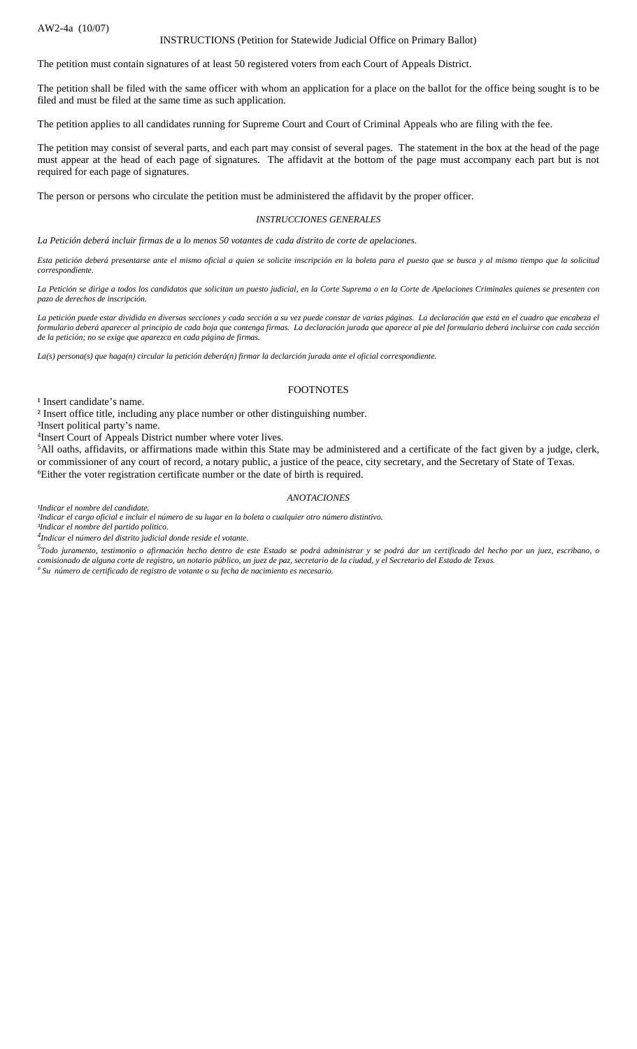AW2-4a (10/07)

## INSTRUCTIONS (Petition for Statewide Judicial Office on Primary Ballot)

The petition must contain signatures of at least 50 registered voters from each Court of Appeals District.

The petition shall be filed with the same officer with whom an application for a place on the ballot for the office being sought is to be filed and must be filed at the same time as such application.

The petition applies to all candidates running for Supreme Court and Court of Criminal Appeals who are filing with the fee.

The petition may consist of several parts, and each part may consist of several pages. The statement in the box at the head of the page must appear at the head of each page of signatures. The affidavit at the bottom of the page must accompany each part but is not required for each page of signatures.

The person or persons who circulate the petition must be administered the affidavit by the proper officer.

## *INSTRUCCIONES GENERALES*

*La Petición deberá incluir firmas de a lo menos 50 votantes de cada distrito de corte de apelaciones.*

*Esta petición deberá presentarse ante el mismo oficial a quien se solicite inscripción en la boleta para el puesto que se busca y al mismo tiempo que la solicitud correspondiente.*

*La Petición se dirige a todos los candidatos que solicitan un puesto judicial, en la Corte Suprema o en la Corte de Apelaciones Criminales quienes se presenten con pazo de derechos de inscripción.*

*La petición puede estar dividida en diversas secciones y cada sección a su vez puede constar de varias páginas. La declaración que está en el cuadro que encabeza el formulario deberá aparecer al principio de cada boja que contenga firmas. La declaración jurada que aparece al pie del formulario deberá incluirse con cada sección de la petición; no se exige que aparezca en cada página de firmas.*

*La(s) persona(s) que haga(n) circular la petición deberá(n) firmar la declaración jurada ante el oficial correspondiente.*

## FOOTNOTES

[1] Insert candidate's name.
[2] Insert office title, including any place number or other distinguishing number.
[3] Insert political party's name.
[4] Insert Court of Appeals District number where voter lives.
[5] All oaths, affidavits, or affirmations made within this State may be administered and a certificate of the fact given by a judge, clerk, or commissioner of any court of record, a notary public, a justice of the peace, city secretary, and the Secretary of State of Texas.
[6] Either the voter registration certificate number or the date of birth is required.

## *ANOTACIONES*

*[1] Indicar el nombre del candidate.*
*[2] Indicar el cargo oficial e incluir el número de su lugar en la boleta o cualquier otro número distintivo.*
*[3] Indicar el nombre del partido politico.*
*[4] Indicar el número del distrito judicial donde reside el votante.*
*[5] Todo juramento, testimonio o afirmación hecho dentro de este Estado se podrá administrar y se podrá dar un certificado del hecho por un juez, escribano, o comisionado de alguna corte de registro, un notario público, un juez de paz, secretario de la ciudad, y el Secretario del Estado de Texas.*
*[6] Su número de certificado de registro de votante o su fecha de nacimiento es necesario.*